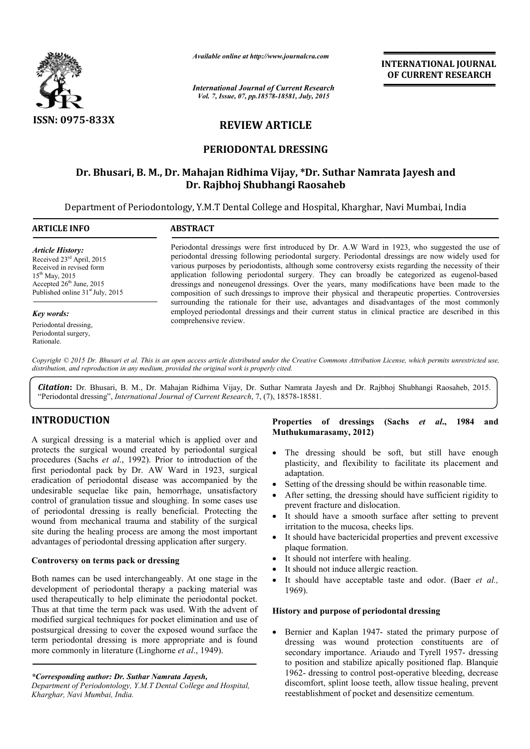ISSN: 0975-833X

*Available online at http://www.journalcra.com*

*International Journal of Current Research*
*Vol. 7, Issue, 07, pp.18578-18581, July, 2015*

**INTERNATIONAL JOURNAL OF CURRENT RESEARCH**

# REVIEW ARTICLE

# PERIODONTAL DRESSING

**Dr. Bhusari, B. M., Dr. Mahajan Ridhima Vijay, \*Dr. Suthar Namrata Jayesh and Dr. Rajbhoj Shubhangi Raosaheb**

Department of Periodontology, Y.M.T Dental College and Hospital, Kharghar, Navi Mumbai, India

**ARTICLE INFO**

*Article History:*
Received 23rd April, 2015
Received in revised form
15th May, 2015
Accepted 26th June, 2015
Published online 31st July, 2015

*Key words:*
Periodontal dressing,
Periodontal surgery,
Rationale.

**ABSTRACT**

Periodontal dressings were first introduced by Dr. A.W Ward in 1923, who suggested the use of periodontal dressing following periodontal surgery. Periodontal dressings are now widely used for various purposes by periodontists, although some controversy exists regarding the necessity of their application following periodontal surgery. They can broadly be categorized as eugenol-based dressings and noneugenol dressings. Over the years, many modifications have been made to the composition of such dressings to improve their physical and therapeutic properties. Controversies surrounding the rationale for their use, advantages and disadvantages of the most commonly employed periodontal dressings and their current status in clinical practice are described in this comprehensive review.

*Copyright © 2015 Dr. Bhusari et al. This is an open access article distributed under the Creative Commons Attribution License, which permits unrestricted use, distribution, and reproduction in any medium, provided the original work is properly cited.*

***Citation***: Dr. Bhusari, B. M., Dr. Mahajan Ridhima Vijay, Dr. Suthar Namrata Jayesh and Dr. Rajbhoj Shubhangi Raosaheb, 2015. "Periodontal dressing", *International Journal of Current Research*, 7, (7), 18578-18581.

## INTRODUCTION

A surgical dressing is a material which is applied over and protects the surgical wound created by periodontal surgical procedures (Sachs *et al*., 1992). Prior to introduction of the first periodontal pack by Dr. AW Ward in 1923, surgical eradication of periodontal disease was accompanied by the undesirable sequelae like pain, hemorrhage, unsatisfactory control of granulation tissue and sloughing. In some cases use of periodontal dressing is really beneficial. Protecting the wound from mechanical trauma and stability of the surgical site during the healing process are among the most important advantages of periodontal dressing application after surgery.

### Controversy on terms pack or dressing

Both names can be used interchangeably. At one stage in the development of periodontal therapy a packing material was used therapeutically to help eliminate the periodontal pocket. Thus at that time the term pack was used. With the advent of modified surgical techniques for pocket elimination and use of postsurgical dressing to cover the exposed wound surface the term periodontal dressing is more appropriate and is found more commonly in literature (Linghorne *et al*., 1949).

### Properties of dressings (Sachs *et al*., 1984 and Muthukumarasamy, 2012)

- The dressing should be soft, but still have enough plasticity, and flexibility to facilitate its placement and adaptation.
- Setting of the dressing should be within reasonable time.
- After setting, the dressing should have sufficient rigidity to prevent fracture and dislocation.
- It should have a smooth surface after setting to prevent irritation to the mucosa, cheeks lips.
- It should have bactericidal properties and prevent excessive plaque formation.
- It should not interfere with healing.
- It should not induce allergic reaction.
- It should have acceptable taste and odor. (Baer *et al.,* 1969).

### History and purpose of periodontal dressing

- Bernier and Kaplan 1947- stated the primary purpose of dressing was wound protection constituents are of secondary importance. Ariaudo and Tyrell 1957- dressing to position and stabilize apically positioned flap. Blanquie 1962- dressing to control post-operative bleeding, decrease discomfort, splint loose teeth, allow tissue healing, prevent reestablishment of pocket and desensitize cementum.

*\*Corresponding author: Dr. Suthar Namrata Jayesh,*
*Department of Periodontology, Y.M.T Dental College and Hospital, Kharghar, Navi Mumbai, India.*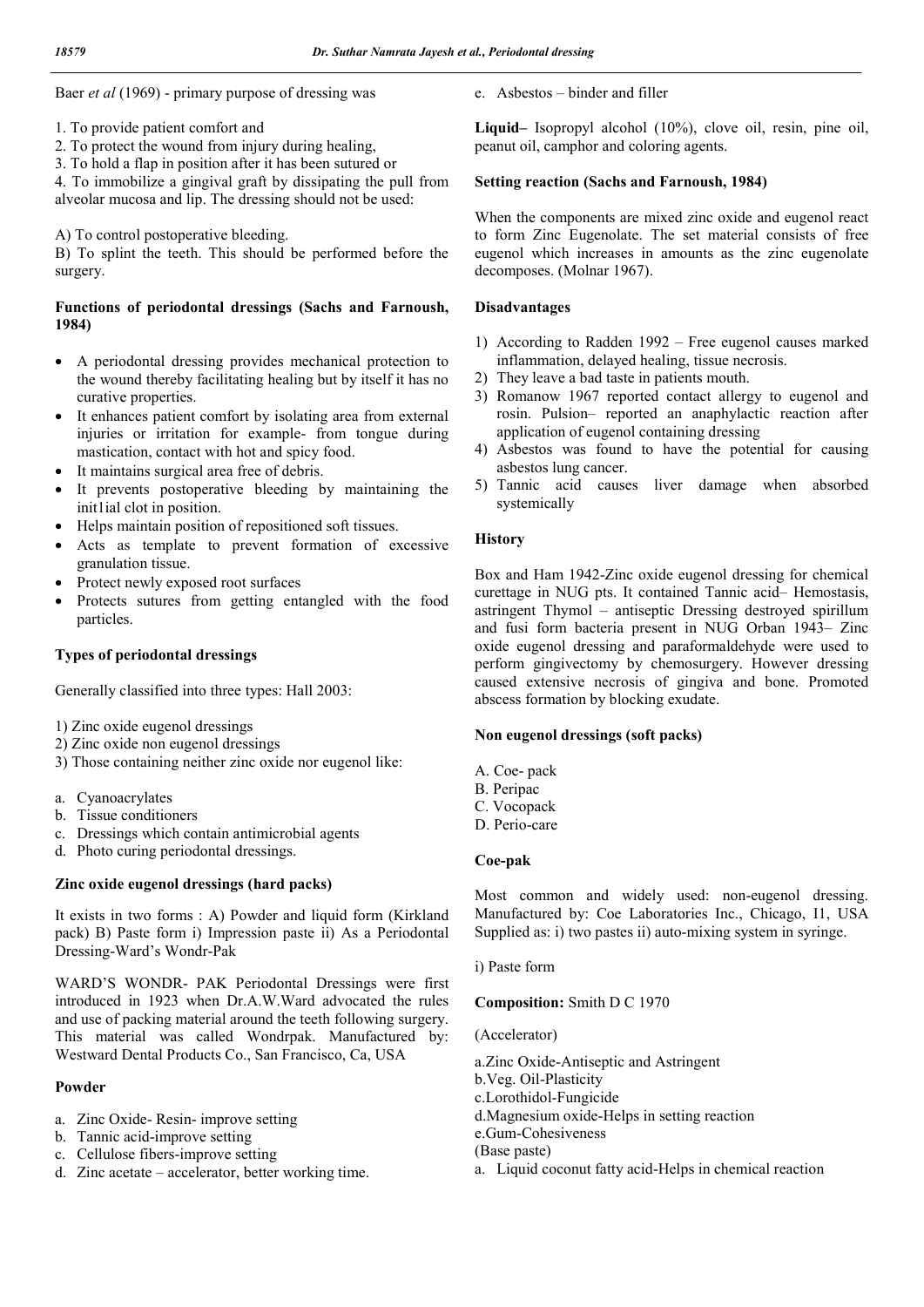Baer *et al* (1969) - primary purpose of dressing was

1. To provide patient comfort and
2. To protect the wound from injury during healing,
3. To hold a flap in position after it has been sutured or
4. To immobilize a gingival graft by dissipating the pull from alveolar mucosa and lip. The dressing should not be used:

A) To control postoperative bleeding.
B) To splint the teeth. This should be performed before the surgery.

**Functions of periodontal dressings (Sachs and Farnoush, 1984)**

- A periodontal dressing provides mechanical protection to the wound thereby facilitating healing but by itself it has no curative properties.
- It enhances patient comfort by isolating area from external injuries or irritation for example- from tongue during mastication, contact with hot and spicy food.
- It maintains surgical area free of debris.
- It prevents postoperative bleeding by maintaining the init1ial clot in position.
- Helps maintain position of repositioned soft tissues.
- Acts as template to prevent formation of excessive granulation tissue.
- Protect newly exposed root surfaces
- Protects sutures from getting entangled with the food particles.

**Types of periodontal dressings**

Generally classified into three types: Hall 2003:

1) Zinc oxide eugenol dressings
2) Zinc oxide non eugenol dressings
3) Those containing neither zinc oxide nor eugenol like:

a. Cyanoacrylates
b. Tissue conditioners
c. Dressings which contain antimicrobial agents
d. Photo curing periodontal dressings.

**Zinc oxide eugenol dressings (hard packs)**

It exists in two forms : A) Powder and liquid form (Kirkland pack) B) Paste form i) Impression paste ii) As a Periodontal Dressing-Ward's Wondr-Pak

WARD'S WONDR- PAK Periodontal Dressings were first introduced in 1923 when Dr.A.W.Ward advocated the rules and use of packing material around the teeth following surgery. This material was called Wondrpak. Manufactured by: Westward Dental Products Co., San Francisco, Ca, USA

**Powder**

a. Zinc Oxide- Resin- improve setting
b. Tannic acid-improve setting
c. Cellulose fibers-improve setting
d. Zinc acetate – accelerator, better working time.
e. Asbestos – binder and filler

**Liquid–** Isopropyl alcohol (10%), clove oil, resin, pine oil, peanut oil, camphor and coloring agents.

**Setting reaction (Sachs and Farnoush, 1984)**

When the components are mixed zinc oxide and eugenol react to form Zinc Eugenolate. The set material consists of free eugenol which increases in amounts as the zinc eugenolate decomposes. (Molnar 1967).

**Disadvantages**

1) According to Radden 1992 – Free eugenol causes marked inflammation, delayed healing, tissue necrosis.
2) They leave a bad taste in patients mouth.
3) Romanow 1967 reported contact allergy to eugenol and rosin. Pulsion– reported an anaphylactic reaction after application of eugenol containing dressing
4) Asbestos was found to have the potential for causing asbestos lung cancer.
5) Tannic acid causes liver damage when absorbed systemically

**History**

Box and Ham 1942-Zinc oxide eugenol dressing for chemical curettage in NUG pts. It contained Tannic acid– Hemostasis, astringent Thymol – antiseptic Dressing destroyed spirillum and fusi form bacteria present in NUG Orban 1943– Zinc oxide eugenol dressing and paraformaldehyde were used to perform gingivectomy by chemosurgery. However dressing caused extensive necrosis of gingiva and bone. Promoted abscess formation by blocking exudate.

**Non eugenol dressings (soft packs)**

A. Coe- pack
B. Peripac
C. Vocopack
D. Perio-care

**Coe-pak**

Most common and widely used: non-eugenol dressing. Manufactured by: Coe Laboratories Inc., Chicago, I1, USA Supplied as: i) two pastes ii) auto-mixing system in syringe.

i) Paste form

**Composition:** Smith D C 1970

(Accelerator)

a.Zinc Oxide-Antiseptic and Astringent
b.Veg. Oil-Plasticity
c.Lorothidol-Fungicide
d.Magnesium oxide-Helps in setting reaction
e.Gum-Cohesiveness
(Base paste)
a. Liquid coconut fatty acid-Helps in chemical reaction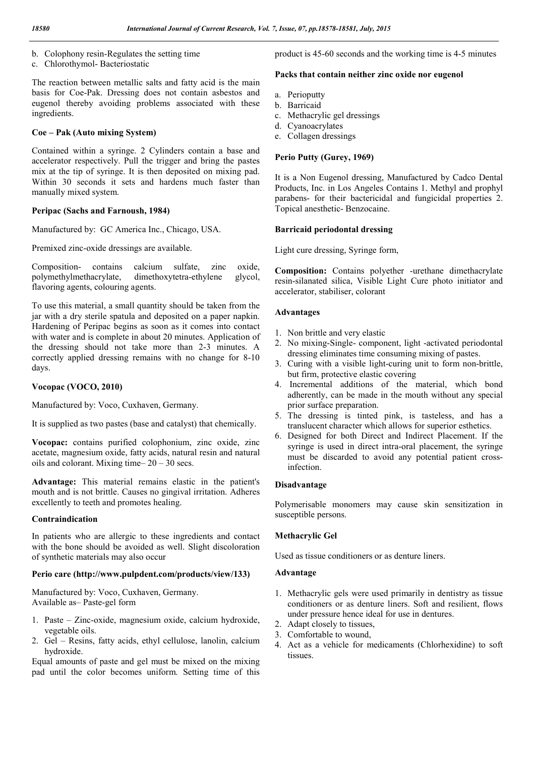b. Colophony resin-Regulates the setting time
c. Chlorothymol- Bacteriostatic

The reaction between metallic salts and fatty acid is the main basis for Coe-Pak. Dressing does not contain asbestos and eugenol thereby avoiding problems associated with these ingredients.

### Coe – Pak (Auto mixing System)

Contained within a syringe. 2 Cylinders contain a base and accelerator respectively. Pull the trigger and bring the pastes mix at the tip of syringe. It is then deposited on mixing pad. Within 30 seconds it sets and hardens much faster than manually mixed system.

### Peripac (Sachs and Farnoush, 1984)

Manufactured by: GC America Inc., Chicago, USA.

Premixed zinc-oxide dressings are available.

Composition- contains calcium sulfate, zinc oxide, polymethylmethacrylate, dimethoxytetra-ethylene glycol, flavoring agents, colouring agents.

To use this material, a small quantity should be taken from the jar with a dry sterile spatula and deposited on a paper napkin. Hardening of Peripac begins as soon as it comes into contact with water and is complete in about 20 minutes. Application of the dressing should not take more than 2-3 minutes. A correctly applied dressing remains with no change for 8-10 days.

### Vocopac (VOCO, 2010)

Manufactured by: Voco, Cuxhaven, Germany.

It is supplied as two pastes (base and catalyst) that chemically.

**Vocopac:** contains purified colophonium, zinc oxide, zinc acetate, magnesium oxide, fatty acids, natural resin and natural oils and colorant. Mixing time– 20 – 30 secs.

**Advantage:** This material remains elastic in the patient's mouth and is not brittle. Causes no gingival irritation. Adheres excellently to teeth and promotes healing.

### Contraindication

In patients who are allergic to these ingredients and contact with the bone should be avoided as well. Slight discoloration of synthetic materials may also occur

### Perio care (http://www.pulpdent.com/products/view/133)

Manufactured by: Voco, Cuxhaven, Germany.
Available as– Paste-gel form

1. Paste – Zinc-oxide, magnesium oxide, calcium hydroxide, vegetable oils.
2. Gel – Resins, fatty acids, ethyl cellulose, lanolin, calcium hydroxide.

Equal amounts of paste and gel must be mixed on the mixing pad until the color becomes uniform. Setting time of this product is 45-60 seconds and the working time is 4-5 minutes

### Packs that contain neither zinc oxide nor eugenol

a. Perioputty
b. Barricaid
c. Methacrylic gel dressings
d. Cyanoacrylates
e. Collagen dressings

### Perio Putty (Gurey, 1969)

It is a Non Eugenol dressing, Manufactured by Cadco Dental Products, Inc. in Los Angeles Contains 1. Methyl and prophyl parabens- for their bactericidal and fungicidal properties 2. Topical anesthetic- Benzocaine.

### Barricaid periodontal dressing

Light cure dressing, Syringe form,

**Composition:** Contains polyether -urethane dimethacrylate resin-silanated silica, Visible Light Cure photo initiator and accelerator, stabiliser, colorant

### Advantages

1. Non brittle and very elastic
2. No mixing-Single- component, light -activated periodontal dressing eliminates time consuming mixing of pastes.
3. Curing with a visible light-curing unit to form non-brittle, but firm, protective elastic covering
4. Incremental additions of the material, which bond adherently, can be made in the mouth without any special prior surface preparation.
5. The dressing is tinted pink, is tasteless, and has a translucent character which allows for superior esthetics.
6. Designed for both Direct and Indirect Placement. If the syringe is used in direct intra-oral placement, the syringe must be discarded to avoid any potential patient cross-infection.

### Disadvantage

Polymerisable monomers may cause skin sensitization in susceptible persons.

### Methacrylic Gel

Used as tissue conditioners or as denture liners.

### Advantage

1. Methacrylic gels were used primarily in dentistry as tissue conditioners or as denture liners. Soft and resilient, flows under pressure hence ideal for use in dentures.
2. Adapt closely to tissues,
3. Comfortable to wound,
4. Act as a vehicle for medicaments (Chlorhexidine) to soft tissues.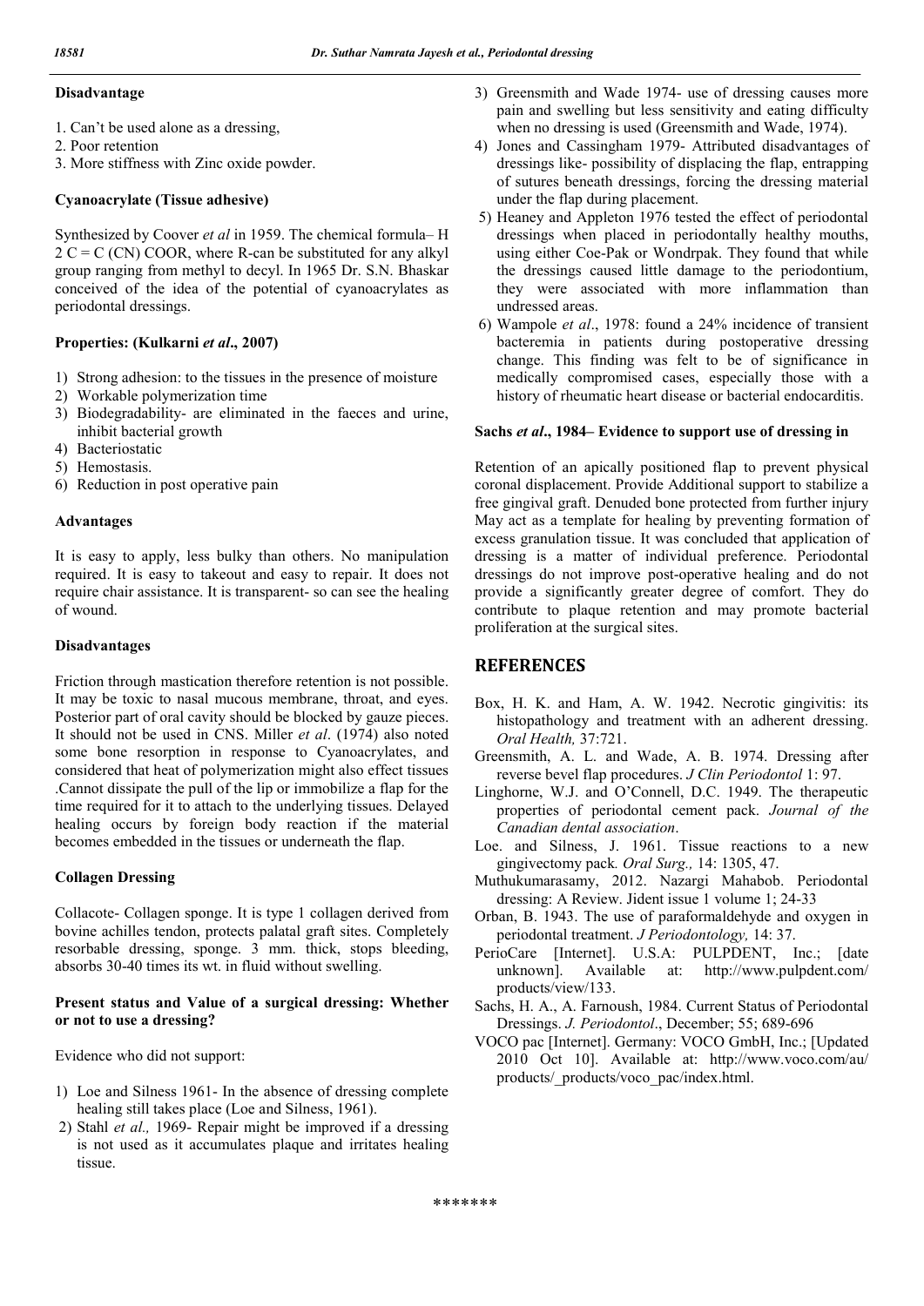**Disadvantage**

1. Can't be used alone as a dressing,
2. Poor retention
3. More stiffness with Zinc oxide powder.

**Cyanoacrylate (Tissue adhesive)**

Synthesized by Coover *et al* in 1959. The chemical formula– H 2 C = C (CN) COOR, where R-can be substituted for any alkyl group ranging from methyl to decyl. In 1965 Dr. S.N. Bhaskar conceived of the idea of the potential of cyanoacrylates as periodontal dressings.

**Properties: (Kulkarni *et al*., 2007)**

1) Strong adhesion: to the tissues in the presence of moisture
2) Workable polymerization time
3) Biodegradability- are eliminated in the faeces and urine, inhibit bacterial growth
4) Bacteriostatic
5) Hemostasis.
6) Reduction in post operative pain

**Advantages**

It is easy to apply, less bulky than others. No manipulation required. It is easy to takeout and easy to repair. It does not require chair assistance. It is transparent- so can see the healing of wound.

**Disadvantages**

Friction through mastication therefore retention is not possible. It may be toxic to nasal mucous membrane, throat, and eyes. Posterior part of oral cavity should be blocked by gauze pieces. It should not be used in CNS. Miller *et al*. (1974) also noted some bone resorption in response to Cyanoacrylates, and considered that heat of polymerization might also effect tissues .Cannot dissipate the pull of the lip or immobilize a flap for the time required for it to attach to the underlying tissues. Delayed healing occurs by foreign body reaction if the material becomes embedded in the tissues or underneath the flap.

**Collagen Dressing**

Collacote- Collagen sponge. It is type 1 collagen derived from bovine achilles tendon, protects palatal graft sites. Completely resorbable dressing, sponge. 3 mm. thick, stops bleeding, absorbs 30-40 times its wt. in fluid without swelling.

**Present status and Value of a surgical dressing: Whether or not to use a dressing?**

Evidence who did not support:

1) Loe and Silness 1961- In the absence of dressing complete healing still takes place (Loe and Silness, 1961).
2) Stahl *et al.,* 1969- Repair might be improved if a dressing is not used as it accumulates plaque and irritates healing tissue.
3) Greensmith and Wade 1974- use of dressing causes more pain and swelling but less sensitivity and eating difficulty when no dressing is used (Greensmith and Wade, 1974).
4) Jones and Cassingham 1979- Attributed disadvantages of dressings like- possibility of displacing the flap, entrapping of sutures beneath dressings, forcing the dressing material under the flap during placement.
5) Heaney and Appleton 1976 tested the effect of periodontal dressings when placed in periodontally healthy mouths, using either Coe-Pak or Wondrpak. They found that while the dressings caused little damage to the periodontium, they were associated with more inflammation than undressed areas.
6) Wampole *et al*., 1978: found a 24% incidence of transient bacteremia in patients during postoperative dressing change. This finding was felt to be of significance in medically compromised cases, especially those with a history of rheumatic heart disease or bacterial endocarditis.

**Sachs *et al*., 1984– Evidence to support use of dressing in**

Retention of an apically positioned flap to prevent physical coronal displacement. Provide Additional support to stabilize a free gingival graft. Denuded bone protected from further injury May act as a template for healing by preventing formation of excess granulation tissue. It was concluded that application of dressing is a matter of individual preference. Periodontal dressings do not improve post-operative healing and do not provide a significantly greater degree of comfort. They do contribute to plaque retention and may promote bacterial proliferation at the surgical sites.

## REFERENCES

Box, H. K. and Ham, A. W. 1942. Necrotic gingivitis: its histopathology and treatment with an adherent dressing. *Oral Health,* 37:721.

Greensmith, A. L. and Wade, A. B. 1974. Dressing after reverse bevel flap procedures. *J Clin Periodontol* 1: 97.

Linghorne, W.J. and O'Connell, D.C. 1949. The therapeutic properties of periodontal cement pack. *Journal of the Canadian dental association*.

Loe. and Silness, J. 1961. Tissue reactions to a new gingivectomy pack*. Oral Surg.,* 14: 1305, 47.

Muthukumarasamy, 2012. Nazargi Mahabob. Periodontal dressing: A Review. Jident issue 1 volume 1; 24-33

Orban, B. 1943. The use of paraformaldehyde and oxygen in periodontal treatment. *J Periodontology,* 14: 37.

PerioCare [Internet]. U.S.A: PULPDENT, Inc.; [date unknown]. Available at: http://www.pulpdent.com/products/view/133.

Sachs, H. A., A. Farnoush, 1984. Current Status of Periodontal Dressings. *J. Periodontol*., December; 55; 689-696

VOCO pac [Internet]. Germany: VOCO GmbH, Inc.; [Updated 2010 Oct 10]. Available at: http://www.voco.com/au/products/_products/voco_pac/index.html.

\*\*\*\*\*\*\*